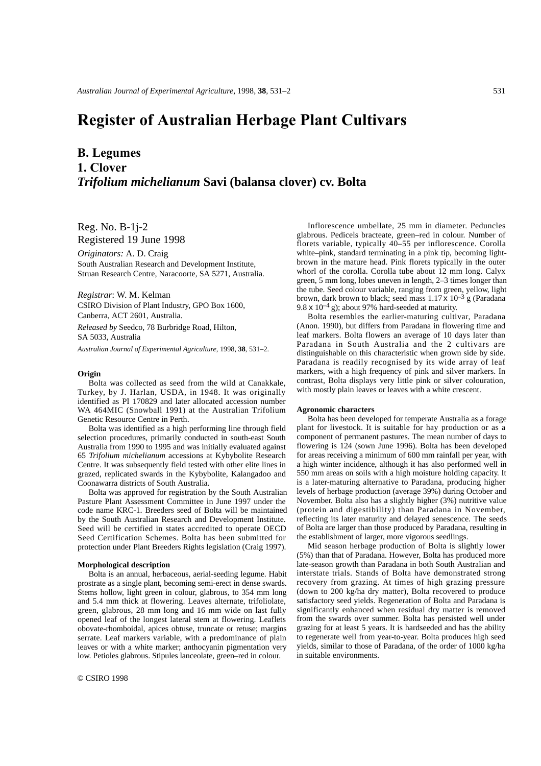# Register of Australian Herbage Plant Cultivars

## B. Legumes

## 1. Clover

## *Trifolium michelianum* Savi (balansa clover) cv. Bolta

Reg. No. B-1j-2
Registered 19 June 1998

*Originators:* A. D. Craig
South Australian Research and Development Institute, Struan Research Centre, Naracoorte, SA 5271, Australia.

*Registrar*: W. M. Kelman
CSIRO Division of Plant Industry, GPO Box 1600, Canberra, ACT 2601, Australia.

*Released by* Seedco, 78 Burbridge Road, Hilton, SA 5033, Australia

*Australian Journal of Experimental Agriculture*, 1998, **38**, 531–2.

### Origin

Bolta was collected as seed from the wild at Canakkale, Turkey, by J. Harlan, USDA, in 1948. It was originally identified as PI 170829 and later allocated accession number WA 464MIC (Snowball 1991) at the Australian Trifolium Genetic Resource Centre in Perth.

Bolta was identified as a high performing line through field selection procedures, primarily conducted in south-east South Australia from 1990 to 1995 and was initially evaluated against 65 *Trifolium michelianum* accessions at Kybybolite Research Centre. It was subsequently field tested with other elite lines in grazed, replicated swards in the Kybybolite, Kalangadoo and Coonawarra districts of South Australia.

Bolta was approved for registration by the South Australian Pasture Plant Assessment Committee in June 1997 under the code name KRC-1. Breeders seed of Bolta will be maintained by the South Australian Research and Development Institute. Seed will be certified in states accredited to operate OECD Seed Certification Schemes. Bolta has been submitted for protection under Plant Breeders Rights legislation (Craig 1997).

### Morphological description

Bolta is an annual, herbaceous, aerial-seeding legume. Habit prostrate as a single plant, becoming semi-erect in dense swards. Stems hollow, light green in colour, glabrous, to 354 mm long and 5.4 mm thick at flowering. Leaves alternate, trifoliolate, green, glabrous, 28 mm long and 16 mm wide on last fully opened leaf of the longest lateral stem at flowering. Leaflets obovate-rhomboidal, apices obtuse, truncate or retuse; margins serrate. Leaf markers variable, with a predominance of plain leaves or with a white marker; anthocyanin pigmentation very low. Petioles glabrous. Stipules lanceolate, green–red in colour.

Inflorescence umbellate, 25 mm in diameter. Peduncles glabrous. Pedicels bracteate, green–red in colour. Number of florets variable, typically 40–55 per inflorescence. Corolla white–pink, standard terminating in a pink tip, becoming light-brown in the mature head. Pink florets typically in the outer whorl of the corolla. Corolla tube about 12 mm long. Calyx green, 5 mm long, lobes uneven in length, 2–3 times longer than the tube. Seed colour variable, ranging from green, yellow, light brown, dark brown to black; seed mass $1.17 \times 10^{-3}$ g (Paradana $9.8 \times 10^{-4}$ g); about 97% hard-seeded at maturity.

Bolta resembles the earlier-maturing cultivar, Paradana (Anon. 1990), but differs from Paradana in flowering time and leaf markers. Bolta flowers an average of 10 days later than Paradana in South Australia and the 2 cultivars are distinguishable on this characteristic when grown side by side. Paradana is readily recognised by its wide array of leaf markers, with a high frequency of pink and silver markers. In contrast, Bolta displays very little pink or silver colouration, with mostly plain leaves or leaves with a white crescent.

### Agronomic characters

Bolta has been developed for temperate Australia as a forage plant for livestock. It is suitable for hay production or as a component of permanent pastures. The mean number of days to flowering is 124 (sown June 1996). Bolta has been developed for areas receiving a minimum of 600 mm rainfall per year, with a high winter incidence, although it has also performed well in 550 mm areas on soils with a high moisture holding capacity. It is a later-maturing alternative to Paradana, producing higher levels of herbage production (average 39%) during October and November. Bolta also has a slightly higher (3%) nutritive value (protein and digestibility) than Paradana in November, reflecting its later maturity and delayed senescence. The seeds of Bolta are larger than those produced by Paradana, resulting in the establishment of larger, more vigorous seedlings.

Mid season herbage production of Bolta is slightly lower (5%) than that of Paradana. However, Bolta has produced more late-season growth than Paradana in both South Australian and interstate trials. Stands of Bolta have demonstrated strong recovery from grazing. At times of high grazing pressure (down to 200 kg/ha dry matter), Bolta recovered to produce satisfactory seed yields. Regeneration of Bolta and Paradana is significantly enhanced when residual dry matter is removed from the swards over summer. Bolta has persisted well under grazing for at least 5 years. It is hardseeded and has the ability to regenerate well from year-to-year. Bolta produces high seed yields, similar to those of Paradana, of the order of 1000 kg/ha in suitable environments.

© CSIRO 1998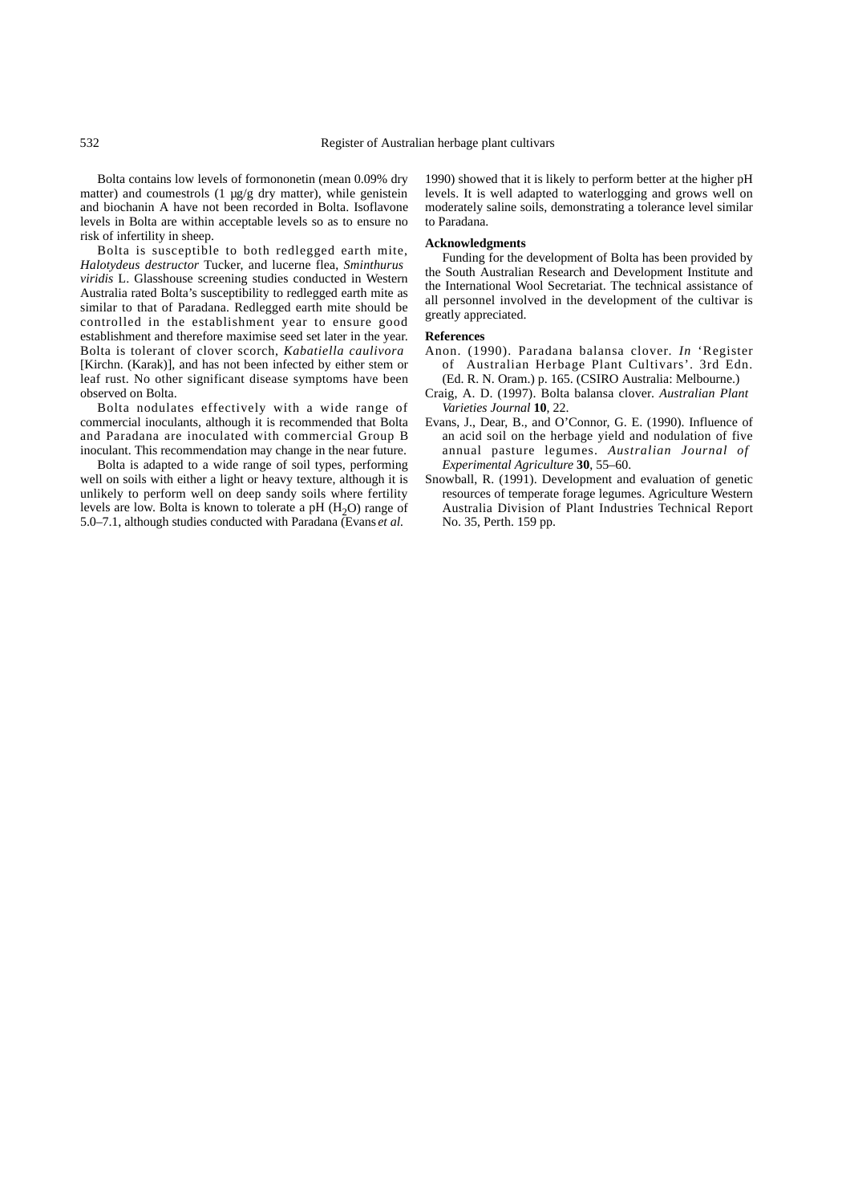Bolta contains low levels of formononetin (mean 0.09% dry matter) and coumestrols (1 µg/g dry matter), while genistein and biochanin A have not been recorded in Bolta. Isoflavone levels in Bolta are within acceptable levels so as to ensure no risk of infertility in sheep.

Bolta is susceptible to both redlegged earth mite, *Halotydeus destructor* Tucker, and lucerne flea, *Sminthurus viridis* L. Glasshouse screening studies conducted in Western Australia rated Bolta's susceptibility to redlegged earth mite as similar to that of Paradana. Redlegged earth mite should be controlled in the establishment year to ensure good establishment and therefore maximise seed set later in the year. Bolta is tolerant of clover scorch, *Kabatiella caulivora* [Kirchn. (Karak)], and has not been infected by either stem or leaf rust. No other significant disease symptoms have been observed on Bolta.

Bolta nodulates effectively with a wide range of commercial inoculants, although it is recommended that Bolta and Paradana are inoculated with commercial Group B inoculant. This recommendation may change in the near future.

Bolta is adapted to a wide range of soil types, performing well on soils with either a light or heavy texture, although it is unlikely to perform well on deep sandy soils where fertility levels are low. Bolta is known to tolerate a pH ($H_2O$) range of 5.0–7.1, although studies conducted with Paradana (Evans *et al.* 1990) showed that it is likely to perform better at the higher pH levels. It is well adapted to waterlogging and grows well on moderately saline soils, demonstrating a tolerance level similar to Paradana.

### Acknowledgments

Funding for the development of Bolta has been provided by the South Australian Research and Development Institute and the International Wool Secretariat. The technical assistance of all personnel involved in the development of the cultivar is greatly appreciated.

### References

Anon. (1990). Paradana balansa clover. *In* 'Register of Australian Herbage Plant Cultivars'. 3rd Edn. (Ed. R. N. Oram.) p. 165. (CSIRO Australia: Melbourne.)

Craig, A. D. (1997). Bolta balansa clover. *Australian Plant Varieties Journal* **10**, 22.

Evans, J., Dear, B., and O'Connor, G. E. (1990). Influence of an acid soil on the herbage yield and nodulation of five annual pasture legumes. *Australian Journal of Experimental Agriculture* **30**, 55–60.

Snowball, R. (1991). Development and evaluation of genetic resources of temperate forage legumes. Agriculture Western Australia Division of Plant Industries Technical Report No. 35, Perth. 159 pp.